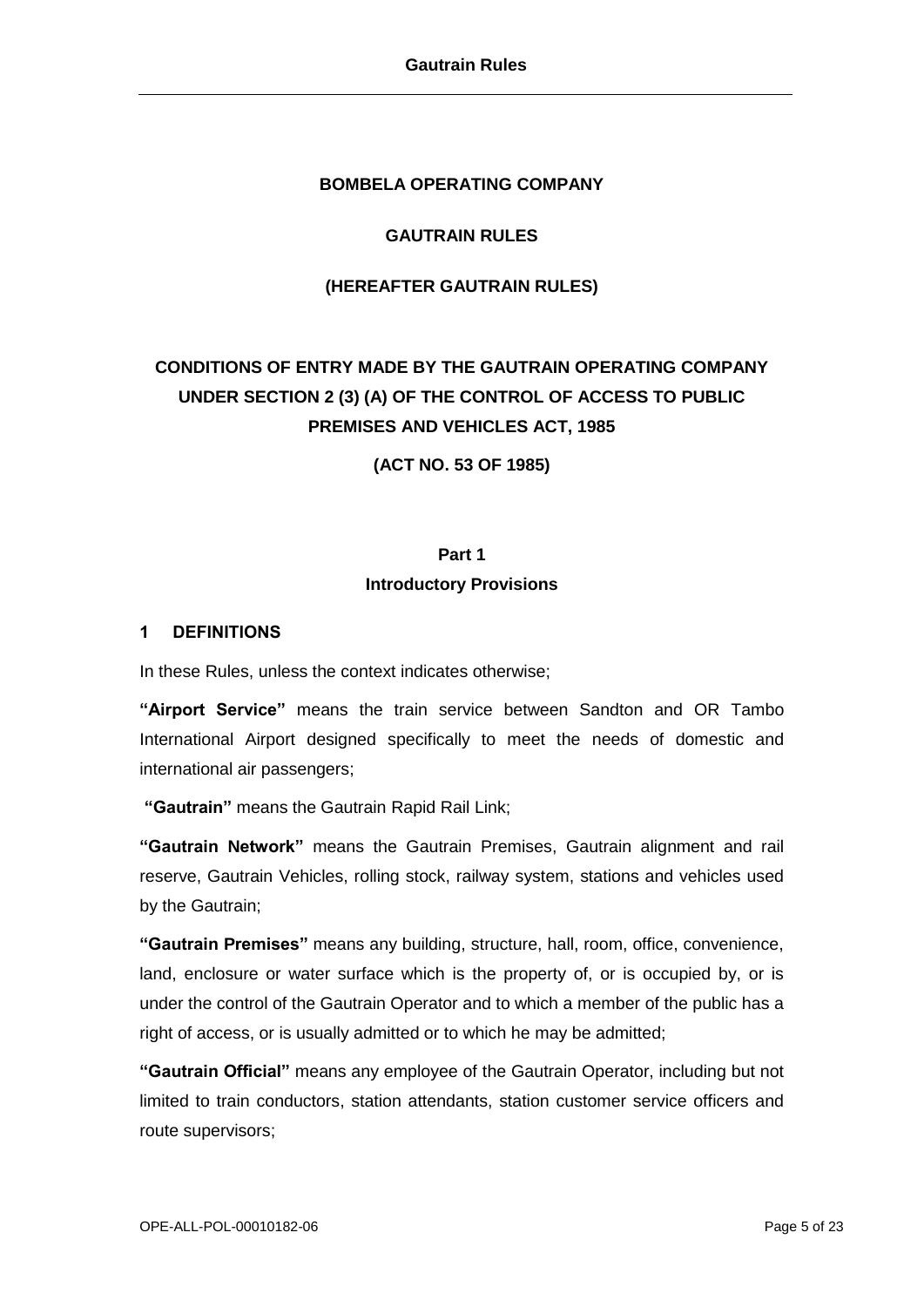**BOMBELA OPERATING COMPANY**

**GAUTRAIN RULES**

**(HEREAFTER GAUTRAIN RULES)**

# CONDITIONS OF ENTRY MADE BY THE GAUTRAIN OPERATING COMPANY UNDER SECTION 2 (3) (A) OF THE CONTROL OF ACCESS TO PUBLIC PREMISES AND VEHICLES ACT, 1985

**(ACT NO. 53 OF 1985)**

## Part 1
## Introductory Provisions

### 1 DEFINITIONS

In these Rules, unless the context indicates otherwise;

**"Airport Service"** means the train service between Sandton and OR Tambo International Airport designed specifically to meet the needs of domestic and international air passengers;

**"Gautrain"** means the Gautrain Rapid Rail Link;

**"Gautrain Network"** means the Gautrain Premises, Gautrain alignment and rail reserve, Gautrain Vehicles, rolling stock, railway system, stations and vehicles used by the Gautrain;

**"Gautrain Premises"** means any building, structure, hall, room, office, convenience, land, enclosure or water surface which is the property of, or is occupied by, or is under the control of the Gautrain Operator and to which a member of the public has a right of access, or is usually admitted or to which he may be admitted;

**"Gautrain Official"** means any employee of the Gautrain Operator, including but not limited to train conductors, station attendants, station customer service officers and route supervisors;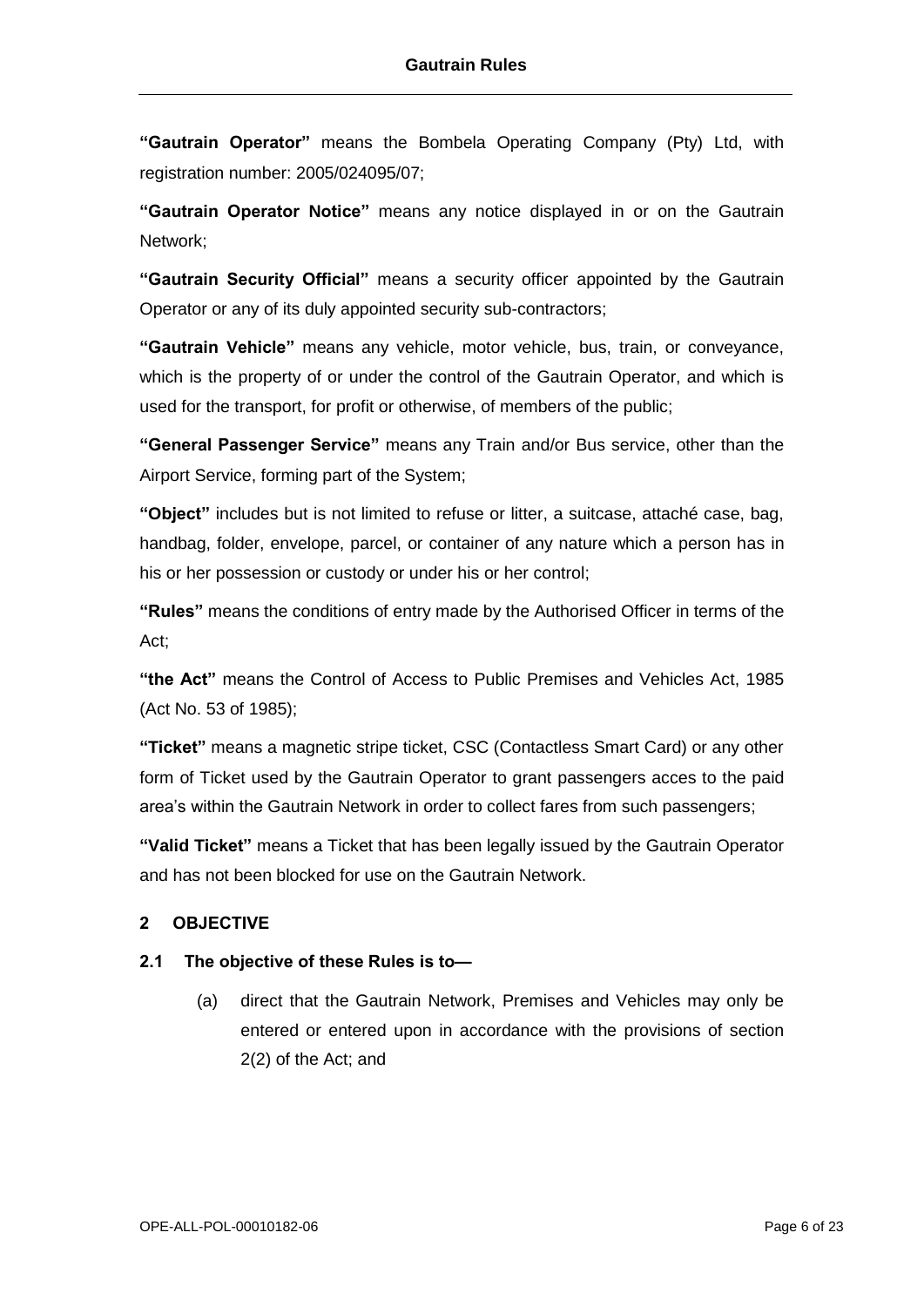**"Gautrain Operator"** means the Bombela Operating Company (Pty) Ltd, with registration number: 2005/024095/07;

**"Gautrain Operator Notice"** means any notice displayed in or on the Gautrain Network;

**"Gautrain Security Official"** means a security officer appointed by the Gautrain Operator or any of its duly appointed security sub-contractors;

**"Gautrain Vehicle"** means any vehicle, motor vehicle, bus, train, or conveyance, which is the property of or under the control of the Gautrain Operator, and which is used for the transport, for profit or otherwise, of members of the public;

**"General Passenger Service"** means any Train and/or Bus service, other than the Airport Service, forming part of the System;

**"Object"** includes but is not limited to refuse or litter, a suitcase, attaché case, bag, handbag, folder, envelope, parcel, or container of any nature which a person has in his or her possession or custody or under his or her control;

**"Rules"** means the conditions of entry made by the Authorised Officer in terms of the Act;

**"the Act"** means the Control of Access to Public Premises and Vehicles Act, 1985 (Act No. 53 of 1985);

**"Ticket"** means a magnetic stripe ticket, CSC (Contactless Smart Card) or any other form of Ticket used by the Gautrain Operator to grant passengers acces to the paid area's within the Gautrain Network in order to collect fares from such passengers;

**"Valid Ticket"** means a Ticket that has been legally issued by the Gautrain Operator and has not been blocked for use on the Gautrain Network.

## 2 OBJECTIVE

### 2.1 The objective of these Rules is to—

(a) direct that the Gautrain Network, Premises and Vehicles may only be entered or entered upon in accordance with the provisions of section 2(2) of the Act; and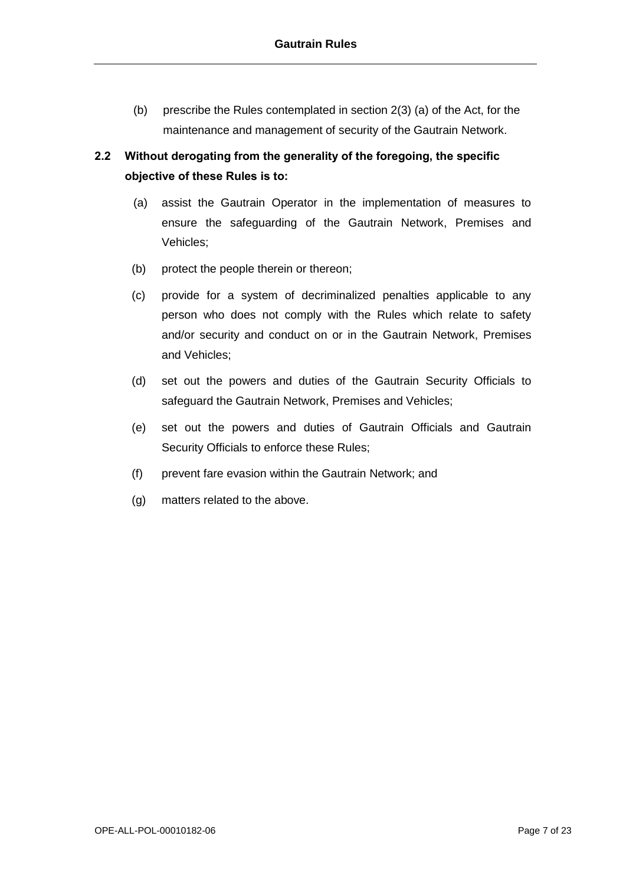(b) prescribe the Rules contemplated in section 2(3) (a) of the Act, for the maintenance and management of security of the Gautrain Network.

**2.2 Without derogating from the generality of the foregoing, the specific objective of these Rules is to:**

(a) assist the Gautrain Operator in the implementation of measures to ensure the safeguarding of the Gautrain Network, Premises and Vehicles;

(b) protect the people therein or thereon;

(c) provide for a system of decriminalized penalties applicable to any person who does not comply with the Rules which relate to safety and/or security and conduct on or in the Gautrain Network, Premises and Vehicles;

(d) set out the powers and duties of the Gautrain Security Officials to safeguard the Gautrain Network, Premises and Vehicles;

(e) set out the powers and duties of Gautrain Officials and Gautrain Security Officials to enforce these Rules;

(f) prevent fare evasion within the Gautrain Network; and

(g) matters related to the above.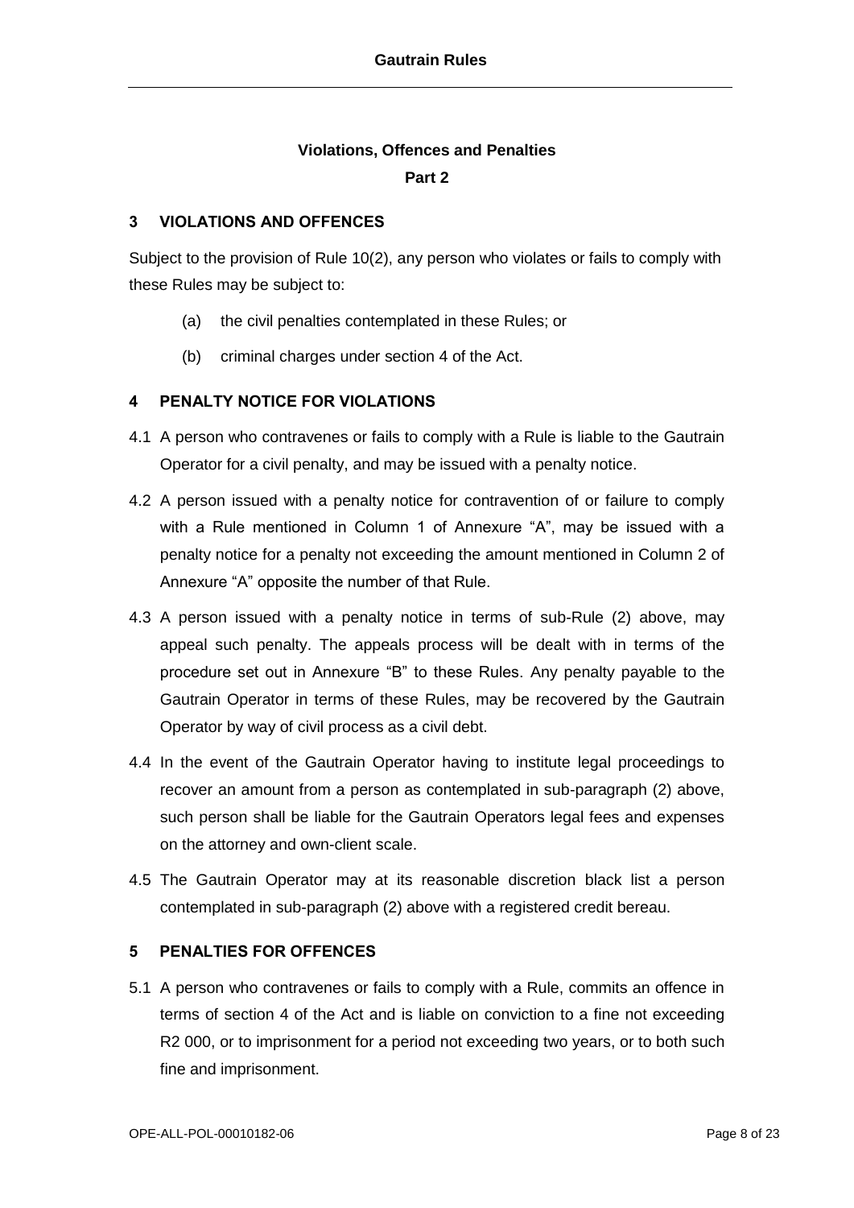## Violations, Offences and Penalties

**Part 2**

### 3 VIOLATIONS AND OFFENCES

Subject to the provision of Rule 10(2), any person who violates or fails to comply with these Rules may be subject to:

(a) the civil penalties contemplated in these Rules; or

(b) criminal charges under section 4 of the Act.

### 4 PENALTY NOTICE FOR VIOLATIONS

4.1 A person who contravenes or fails to comply with a Rule is liable to the Gautrain Operator for a civil penalty, and may be issued with a penalty notice.

4.2 A person issued with a penalty notice for contravention of or failure to comply with a Rule mentioned in Column 1 of Annexure "A", may be issued with a penalty notice for a penalty not exceeding the amount mentioned in Column 2 of Annexure "A" opposite the number of that Rule.

4.3 A person issued with a penalty notice in terms of sub-Rule (2) above, may appeal such penalty. The appeals process will be dealt with in terms of the procedure set out in Annexure "B" to these Rules. Any penalty payable to the Gautrain Operator in terms of these Rules, may be recovered by the Gautrain Operator by way of civil process as a civil debt.

4.4 In the event of the Gautrain Operator having to institute legal proceedings to recover an amount from a person as contemplated in sub-paragraph (2) above, such person shall be liable for the Gautrain Operators legal fees and expenses on the attorney and own-client scale.

4.5 The Gautrain Operator may at its reasonable discretion black list a person contemplated in sub-paragraph (2) above with a registered credit bereau.

### 5 PENALTIES FOR OFFENCES

5.1 A person who contravenes or fails to comply with a Rule, commits an offence in terms of section 4 of the Act and is liable on conviction to a fine not exceeding R2 000, or to imprisonment for a period not exceeding two years, or to both such fine and imprisonment.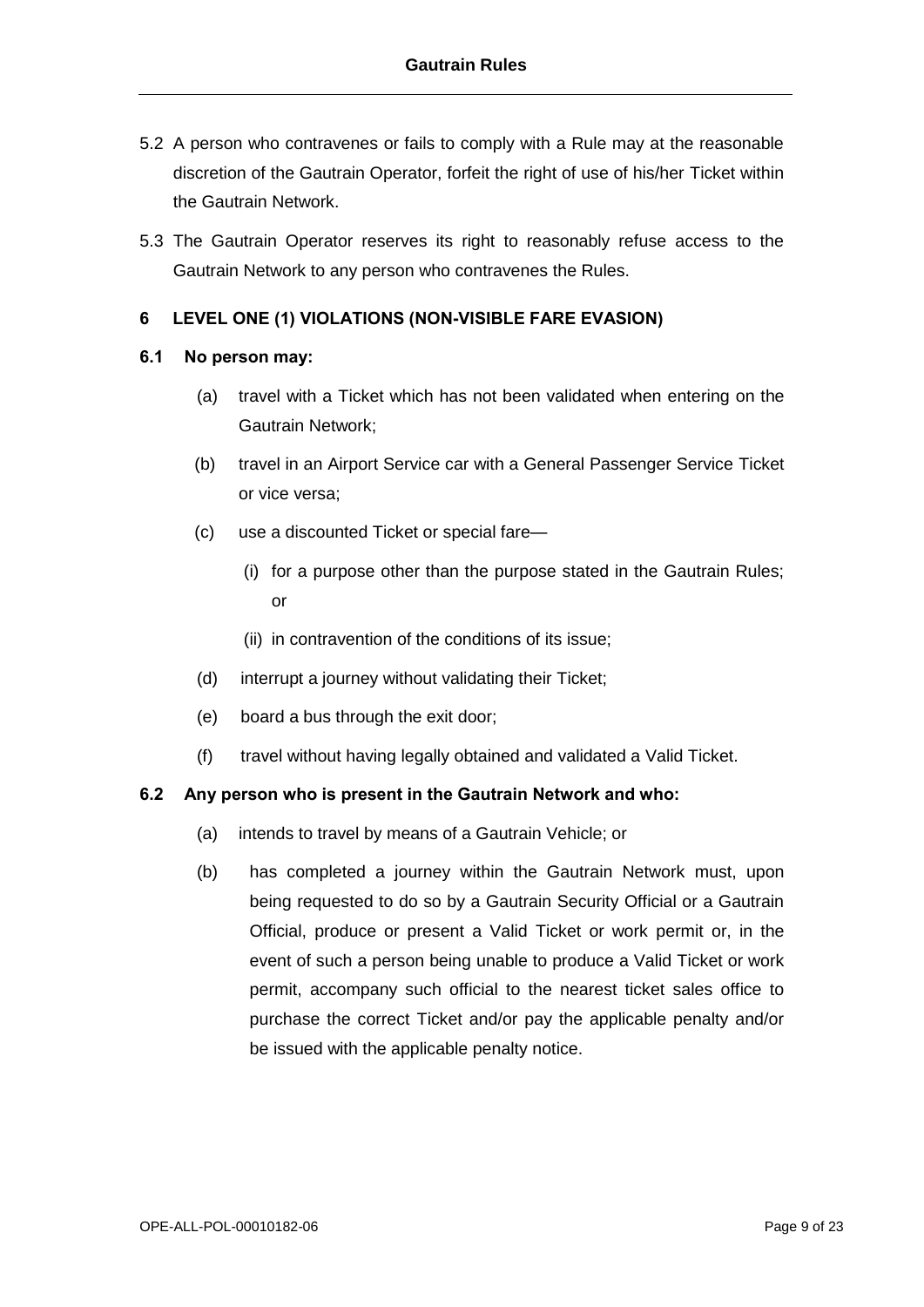5.2 A person who contravenes or fails to comply with a Rule may at the reasonable discretion of the Gautrain Operator, forfeit the right of use of his/her Ticket within the Gautrain Network.

5.3 The Gautrain Operator reserves its right to reasonably refuse access to the Gautrain Network to any person who contravenes the Rules.

## 6 LEVEL ONE (1) VIOLATIONS (NON-VISIBLE FARE EVASION)

### 6.1 No person may:

(a) travel with a Ticket which has not been validated when entering on the Gautrain Network;

(b) travel in an Airport Service car with a General Passenger Service Ticket or vice versa;

(c) use a discounted Ticket or special fare—

(i) for a purpose other than the purpose stated in the Gautrain Rules; or

(ii) in contravention of the conditions of its issue;

(d) interrupt a journey without validating their Ticket;

(e) board a bus through the exit door;

(f) travel without having legally obtained and validated a Valid Ticket.

### 6.2 Any person who is present in the Gautrain Network and who:

(a) intends to travel by means of a Gautrain Vehicle; or

(b) has completed a journey within the Gautrain Network must, upon being requested to do so by a Gautrain Security Official or a Gautrain Official, produce or present a Valid Ticket or work permit or, in the event of such a person being unable to produce a Valid Ticket or work permit, accompany such official to the nearest ticket sales office to purchase the correct Ticket and/or pay the applicable penalty and/or be issued with the applicable penalty notice.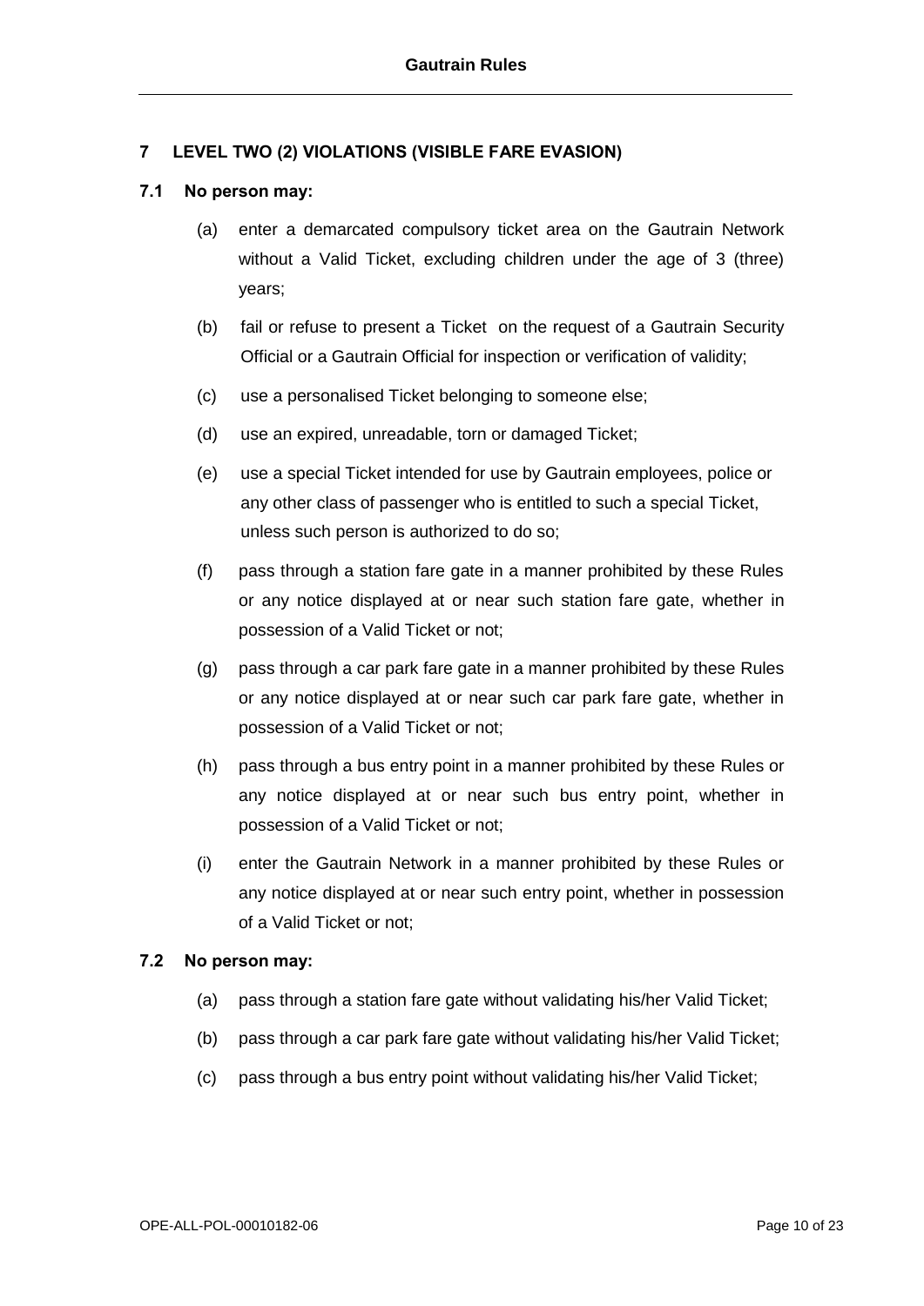## 7 LEVEL TWO (2) VIOLATIONS (VISIBLE FARE EVASION)

### 7.1 No person may:

(a) enter a demarcated compulsory ticket area on the Gautrain Network without a Valid Ticket, excluding children under the age of 3 (three) years;

(b) fail or refuse to present a Ticket on the request of a Gautrain Security Official or a Gautrain Official for inspection or verification of validity;

(c) use a personalised Ticket belonging to someone else;

(d) use an expired, unreadable, torn or damaged Ticket;

(e) use a special Ticket intended for use by Gautrain employees, police or any other class of passenger who is entitled to such a special Ticket, unless such person is authorized to do so;

(f) pass through a station fare gate in a manner prohibited by these Rules or any notice displayed at or near such station fare gate, whether in possession of a Valid Ticket or not;

(g) pass through a car park fare gate in a manner prohibited by these Rules or any notice displayed at or near such car park fare gate, whether in possession of a Valid Ticket or not;

(h) pass through a bus entry point in a manner prohibited by these Rules or any notice displayed at or near such bus entry point, whether in possession of a Valid Ticket or not;

(i) enter the Gautrain Network in a manner prohibited by these Rules or any notice displayed at or near such entry point, whether in possession of a Valid Ticket or not;

### 7.2 No person may:

(a) pass through a station fare gate without validating his/her Valid Ticket;

(b) pass through a car park fare gate without validating his/her Valid Ticket;

(c) pass through a bus entry point without validating his/her Valid Ticket;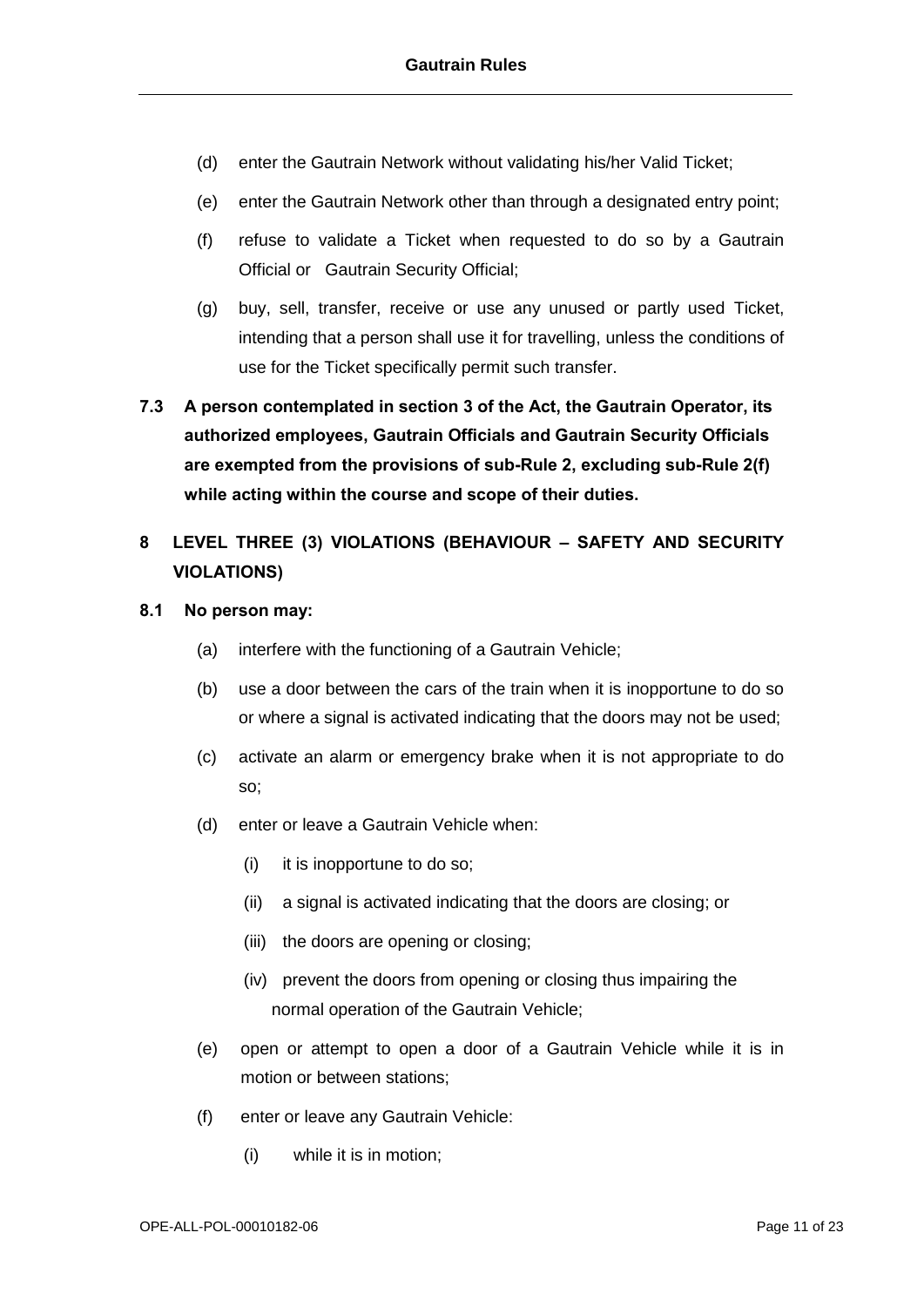(d) enter the Gautrain Network without validating his/her Valid Ticket;

(e) enter the Gautrain Network other than through a designated entry point;

(f) refuse to validate a Ticket when requested to do so by a Gautrain Official or Gautrain Security Official;

(g) buy, sell, transfer, receive or use any unused or partly used Ticket, intending that a person shall use it for travelling, unless the conditions of use for the Ticket specifically permit such transfer.

**7.3 A person contemplated in section 3 of the Act, the Gautrain Operator, its authorized employees, Gautrain Officials and Gautrain Security Officials are exempted from the provisions of sub-Rule 2, excluding sub-Rule 2(f) while acting within the course and scope of their duties.**

## 8 LEVEL THREE (3) VIOLATIONS (BEHAVIOUR – SAFETY AND SECURITY VIOLATIONS)

**8.1 No person may:**

(a) interfere with the functioning of a Gautrain Vehicle;

(b) use a door between the cars of the train when it is inopportune to do so or where a signal is activated indicating that the doors may not be used;

(c) activate an alarm or emergency brake when it is not appropriate to do so;

(d) enter or leave a Gautrain Vehicle when:

  (i) it is inopportune to do so;

  (ii) a signal is activated indicating that the doors are closing; or

  (iii) the doors are opening or closing;

  (iv) prevent the doors from opening or closing thus impairing the normal operation of the Gautrain Vehicle;

(e) open or attempt to open a door of a Gautrain Vehicle while it is in motion or between stations;

(f) enter or leave any Gautrain Vehicle:

  (i) while it is in motion;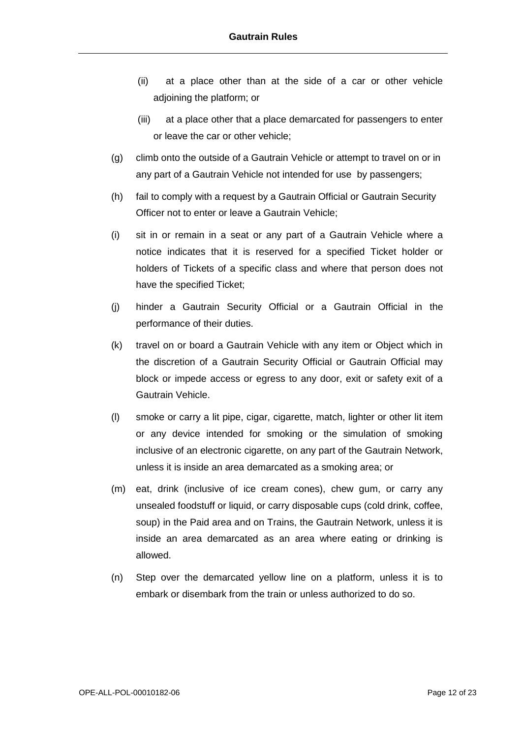(ii) at a place other than at the side of a car or other vehicle adjoining the platform; or

(iii) at a place other that a place demarcated for passengers to enter or leave the car or other vehicle;

(g) climb onto the outside of a Gautrain Vehicle or attempt to travel on or in any part of a Gautrain Vehicle not intended for use by passengers;

(h) fail to comply with a request by a Gautrain Official or Gautrain Security Officer not to enter or leave a Gautrain Vehicle;

(i) sit in or remain in a seat or any part of a Gautrain Vehicle where a notice indicates that it is reserved for a specified Ticket holder or holders of Tickets of a specific class and where that person does not have the specified Ticket;

(j) hinder a Gautrain Security Official or a Gautrain Official in the performance of their duties.

(k) travel on or board a Gautrain Vehicle with any item or Object which in the discretion of a Gautrain Security Official or Gautrain Official may block or impede access or egress to any door, exit or safety exit of a Gautrain Vehicle.

(l) smoke or carry a lit pipe, cigar, cigarette, match, lighter or other lit item or any device intended for smoking or the simulation of smoking inclusive of an electronic cigarette, on any part of the Gautrain Network, unless it is inside an area demarcated as a smoking area; or

(m) eat, drink (inclusive of ice cream cones), chew gum, or carry any unsealed foodstuff or liquid, or carry disposable cups (cold drink, coffee, soup) in the Paid area and on Trains, the Gautrain Network, unless it is inside an area demarcated as an area where eating or drinking is allowed.

(n) Step over the demarcated yellow line on a platform, unless it is to embark or disembark from the train or unless authorized to do so.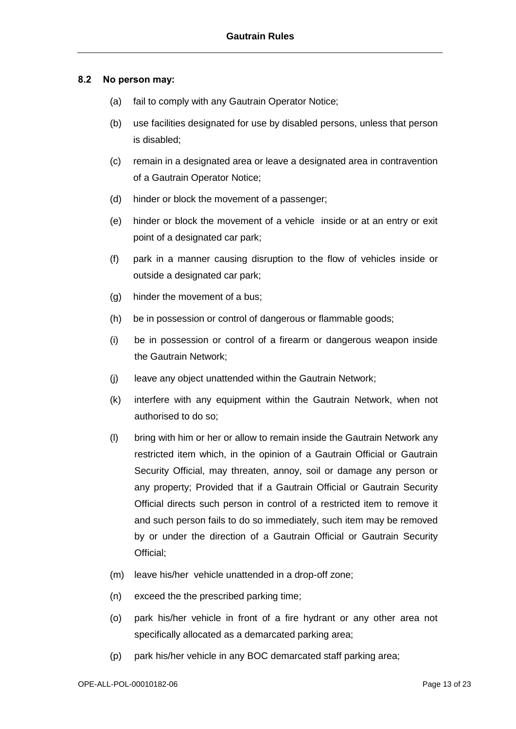### 8.2 No person may:

(a) fail to comply with any Gautrain Operator Notice;

(b) use facilities designated for use by disabled persons, unless that person is disabled;

(c) remain in a designated area or leave a designated area in contravention of a Gautrain Operator Notice;

(d) hinder or block the movement of a passenger;

(e) hinder or block the movement of a vehicle inside or at an entry or exit point of a designated car park;

(f) park in a manner causing disruption to the flow of vehicles inside or outside a designated car park;

(g) hinder the movement of a bus;

(h) be in possession or control of dangerous or flammable goods;

(i) be in possession or control of a firearm or dangerous weapon inside the Gautrain Network;

(j) leave any object unattended within the Gautrain Network;

(k) interfere with any equipment within the Gautrain Network, when not authorised to do so;

(l) bring with him or her or allow to remain inside the Gautrain Network any restricted item which, in the opinion of a Gautrain Official or Gautrain Security Official, may threaten, annoy, soil or damage any person or any property; Provided that if a Gautrain Official or Gautrain Security Official directs such person in control of a restricted item to remove it and such person fails to do so immediately, such item may be removed by or under the direction of a Gautrain Official or Gautrain Security Official;

(m) leave his/her vehicle unattended in a drop-off zone;

(n) exceed the the prescribed parking time;

(o) park his/her vehicle in front of a fire hydrant or any other area not specifically allocated as a demarcated parking area;

(p) park his/her vehicle in any BOC demarcated staff parking area;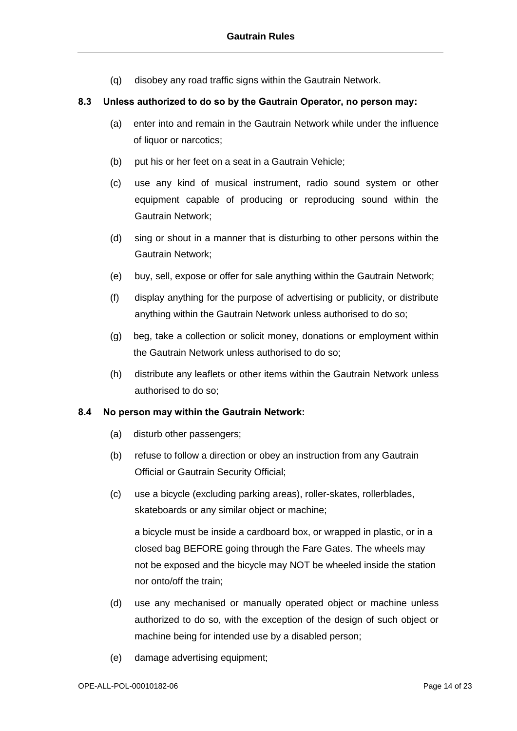(q) disobey any road traffic signs within the Gautrain Network.

**8.3 Unless authorized to do so by the Gautrain Operator, no person may:**

(a) enter into and remain in the Gautrain Network while under the influence of liquor or narcotics;

(b) put his or her feet on a seat in a Gautrain Vehicle;

(c) use any kind of musical instrument, radio sound system or other equipment capable of producing or reproducing sound within the Gautrain Network;

(d) sing or shout in a manner that is disturbing to other persons within the Gautrain Network;

(e) buy, sell, expose or offer for sale anything within the Gautrain Network;

(f) display anything for the purpose of advertising or publicity, or distribute anything within the Gautrain Network unless authorised to do so;

(g) beg, take a collection or solicit money, donations or employment within the Gautrain Network unless authorised to do so;

(h) distribute any leaflets or other items within the Gautrain Network unless authorised to do so;

**8.4 No person may within the Gautrain Network:**

(a) disturb other passengers;

(b) refuse to follow a direction or obey an instruction from any Gautrain Official or Gautrain Security Official;

(c) use a bicycle (excluding parking areas), roller-skates, rollerblades, skateboards or any similar object or machine;

a bicycle must be inside a cardboard box, or wrapped in plastic, or in a closed bag BEFORE going through the Fare Gates. The wheels may not be exposed and the bicycle may NOT be wheeled inside the station nor onto/off the train;

(d) use any mechanised or manually operated object or machine unless authorized to do so, with the exception of the design of such object or machine being for intended use by a disabled person;

(e) damage advertising equipment;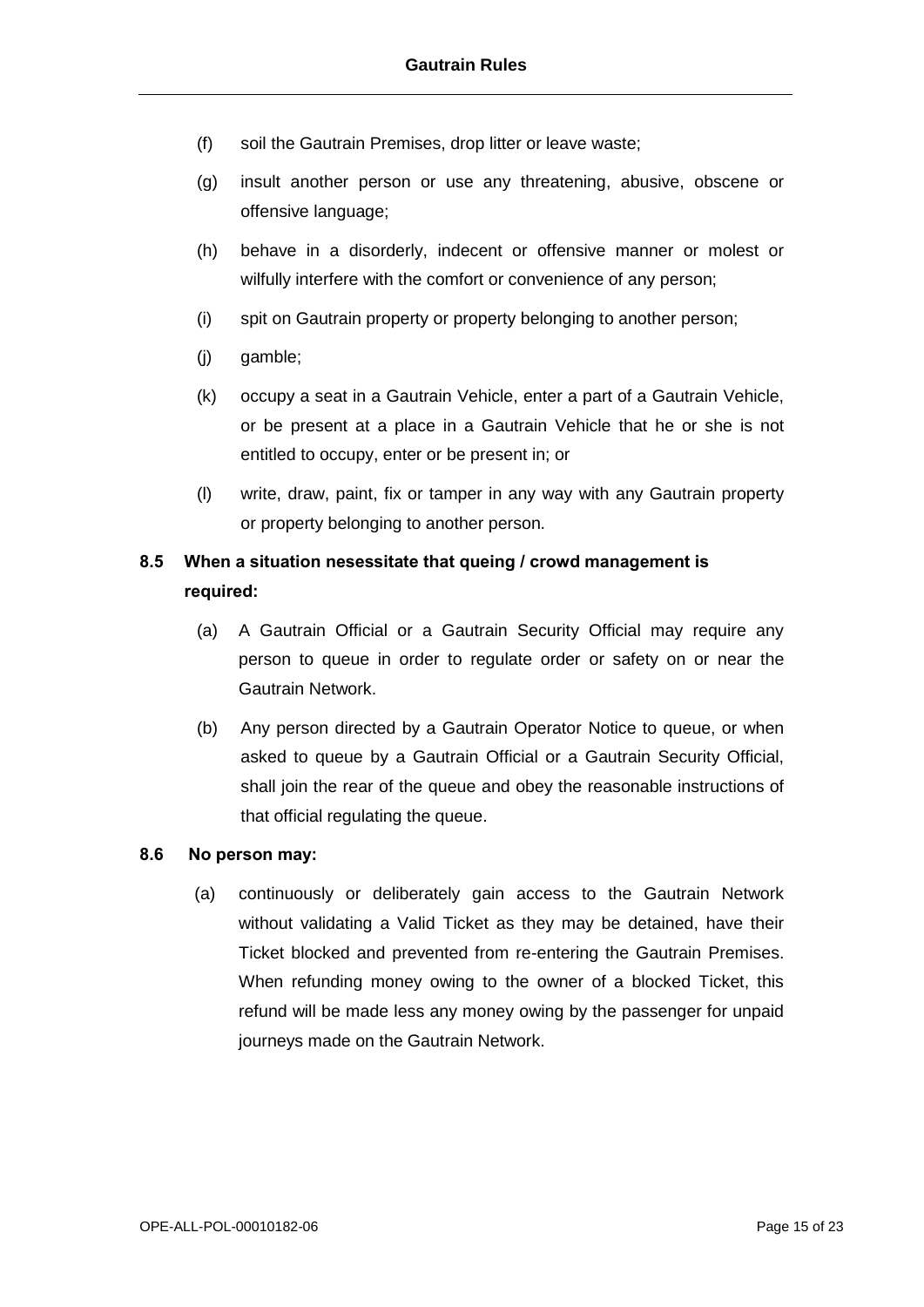(f) soil the Gautrain Premises, drop litter or leave waste;

(g) insult another person or use any threatening, abusive, obscene or offensive language;

(h) behave in a disorderly, indecent or offensive manner or molest or wilfully interfere with the comfort or convenience of any person;

(i) spit on Gautrain property or property belonging to another person;

(j) gamble;

(k) occupy a seat in a Gautrain Vehicle, enter a part of a Gautrain Vehicle, or be present at a place in a Gautrain Vehicle that he or she is not entitled to occupy, enter or be present in; or

(l) write, draw, paint, fix or tamper in any way with any Gautrain property or property belonging to another person.

**8.5 When a situation nesessitate that queing / crowd management is required:**

(a) A Gautrain Official or a Gautrain Security Official may require any person to queue in order to regulate order or safety on or near the Gautrain Network.

(b) Any person directed by a Gautrain Operator Notice to queue, or when asked to queue by a Gautrain Official or a Gautrain Security Official, shall join the rear of the queue and obey the reasonable instructions of that official regulating the queue.

**8.6 No person may:**

(a) continuously or deliberately gain access to the Gautrain Network without validating a Valid Ticket as they may be detained, have their Ticket blocked and prevented from re-entering the Gautrain Premises. When refunding money owing to the owner of a blocked Ticket, this refund will be made less any money owing by the passenger for unpaid journeys made on the Gautrain Network.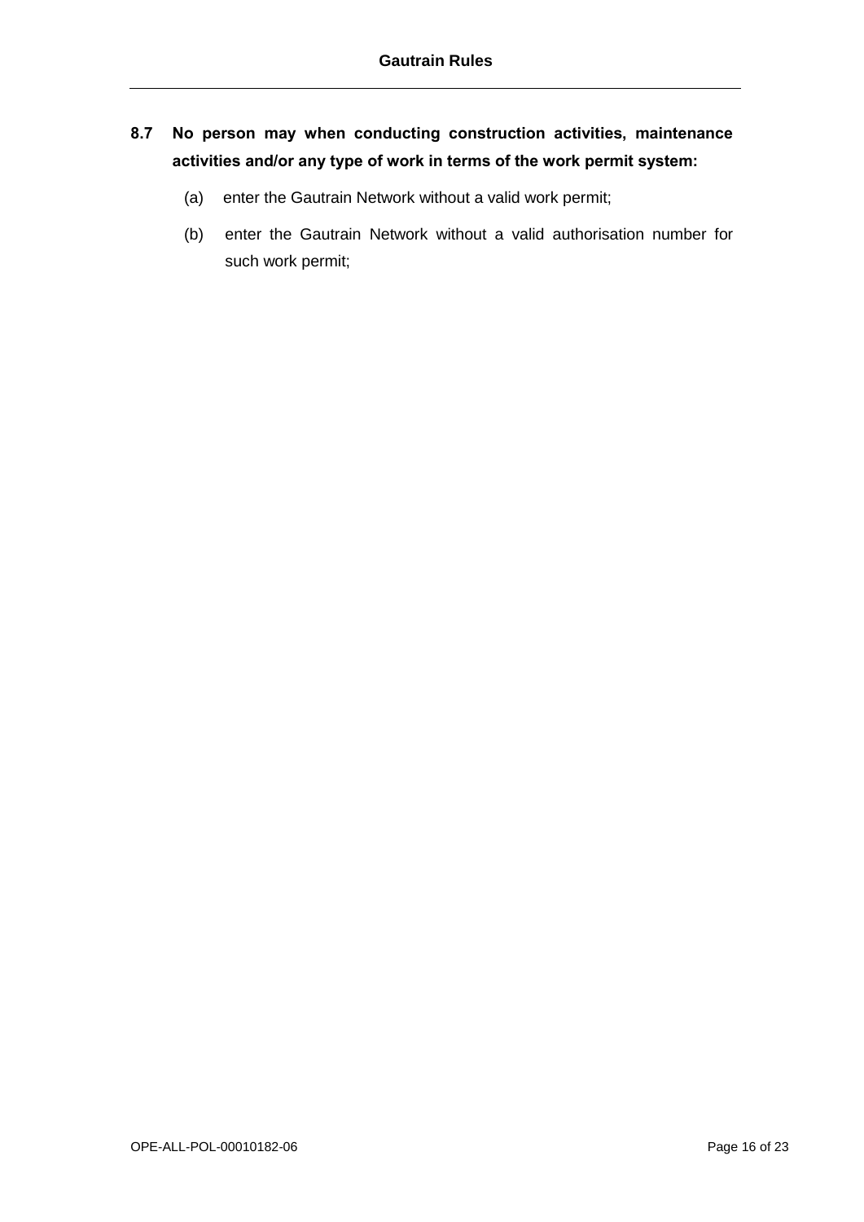**8.7 No person may when conducting construction activities, maintenance activities and/or any type of work in terms of the work permit system:**

(a) enter the Gautrain Network without a valid work permit;

(b) enter the Gautrain Network without a valid authorisation number for such work permit;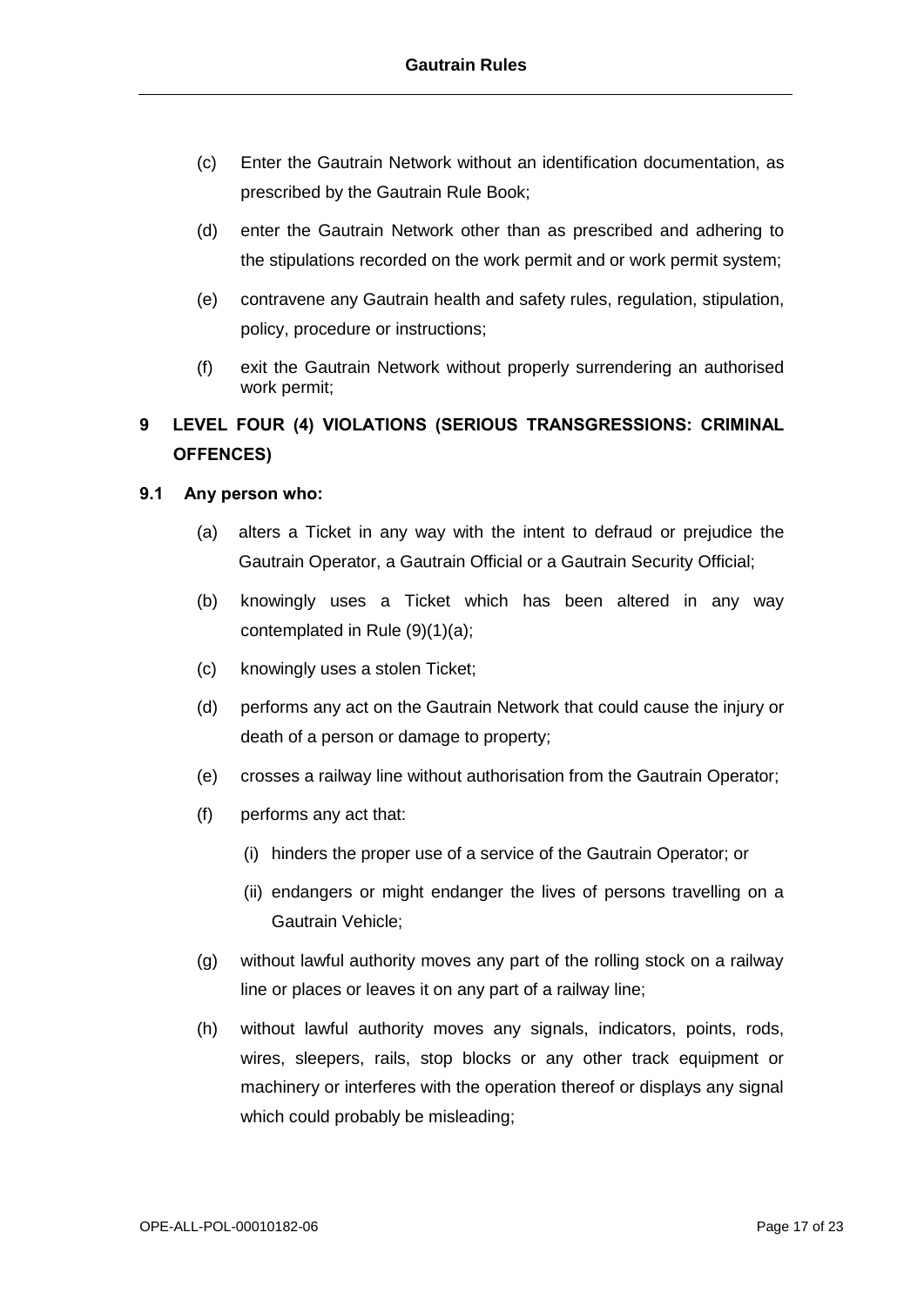(c) Enter the Gautrain Network without an identification documentation, as prescribed by the Gautrain Rule Book;

(d) enter the Gautrain Network other than as prescribed and adhering to the stipulations recorded on the work permit and or work permit system;

(e) contravene any Gautrain health and safety rules, regulation, stipulation, policy, procedure or instructions;

(f) exit the Gautrain Network without properly surrendering an authorised work permit;

## 9 LEVEL FOUR (4) VIOLATIONS (SERIOUS TRANSGRESSIONS: CRIMINAL OFFENCES)

### 9.1 Any person who:

(a) alters a Ticket in any way with the intent to defraud or prejudice the Gautrain Operator, a Gautrain Official or a Gautrain Security Official;

(b) knowingly uses a Ticket which has been altered in any way contemplated in Rule (9)(1)(a);

(c) knowingly uses a stolen Ticket;

(d) performs any act on the Gautrain Network that could cause the injury or death of a person or damage to property;

(e) crosses a railway line without authorisation from the Gautrain Operator;

(f) performs any act that:

   (i) hinders the proper use of a service of the Gautrain Operator; or

   (ii) endangers or might endanger the lives of persons travelling on a Gautrain Vehicle;

(g) without lawful authority moves any part of the rolling stock on a railway line or places or leaves it on any part of a railway line;

(h) without lawful authority moves any signals, indicators, points, rods, wires, sleepers, rails, stop blocks or any other track equipment or machinery or interferes with the operation thereof or displays any signal which could probably be misleading;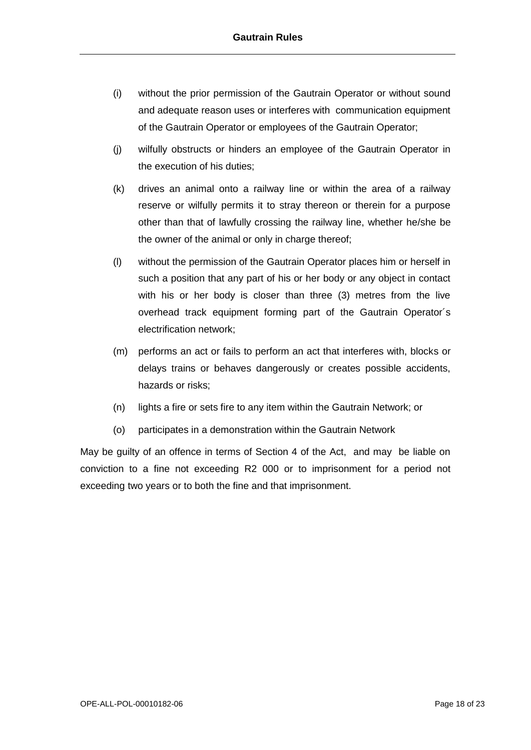(i) without the prior permission of the Gautrain Operator or without sound and adequate reason uses or interferes with communication equipment of the Gautrain Operator or employees of the Gautrain Operator;

(j) wilfully obstructs or hinders an employee of the Gautrain Operator in the execution of his duties;

(k) drives an animal onto a railway line or within the area of a railway reserve or wilfully permits it to stray thereon or therein for a purpose other than that of lawfully crossing the railway line, whether he/she be the owner of the animal or only in charge thereof;

(l) without the permission of the Gautrain Operator places him or herself in such a position that any part of his or her body or any object in contact with his or her body is closer than three (3) metres from the live overhead track equipment forming part of the Gautrain Operator´s electrification network;

(m) performs an act or fails to perform an act that interferes with, blocks or delays trains or behaves dangerously or creates possible accidents, hazards or risks;

(n) lights a fire or sets fire to any item within the Gautrain Network; or

(o) participates in a demonstration within the Gautrain Network

May be guilty of an offence in terms of Section 4 of the Act, and may be liable on conviction to a fine not exceeding R2 000 or to imprisonment for a period not exceeding two years or to both the fine and that imprisonment.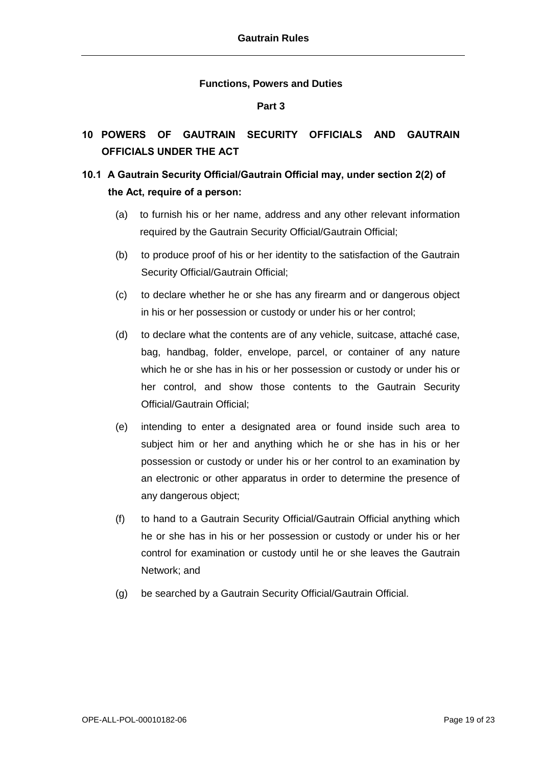## Functions, Powers and Duties

### Part 3

# 10 POWERS OF GAUTRAIN SECURITY OFFICIALS AND GAUTRAIN OFFICIALS UNDER THE ACT

## 10.1 A Gautrain Security Official/Gautrain Official may, under section 2(2) of the Act, require of a person:

(a) to furnish his or her name, address and any other relevant information required by the Gautrain Security Official/Gautrain Official;

(b) to produce proof of his or her identity to the satisfaction of the Gautrain Security Official/Gautrain Official;

(c) to declare whether he or she has any firearm and or dangerous object in his or her possession or custody or under his or her control;

(d) to declare what the contents are of any vehicle, suitcase, attaché case, bag, handbag, folder, envelope, parcel, or container of any nature which he or she has in his or her possession or custody or under his or her control, and show those contents to the Gautrain Security Official/Gautrain Official;

(e) intending to enter a designated area or found inside such area to subject him or her and anything which he or she has in his or her possession or custody or under his or her control to an examination by an electronic or other apparatus in order to determine the presence of any dangerous object;

(f) to hand to a Gautrain Security Official/Gautrain Official anything which he or she has in his or her possession or custody or under his or her control for examination or custody until he or she leaves the Gautrain Network; and

(g) be searched by a Gautrain Security Official/Gautrain Official.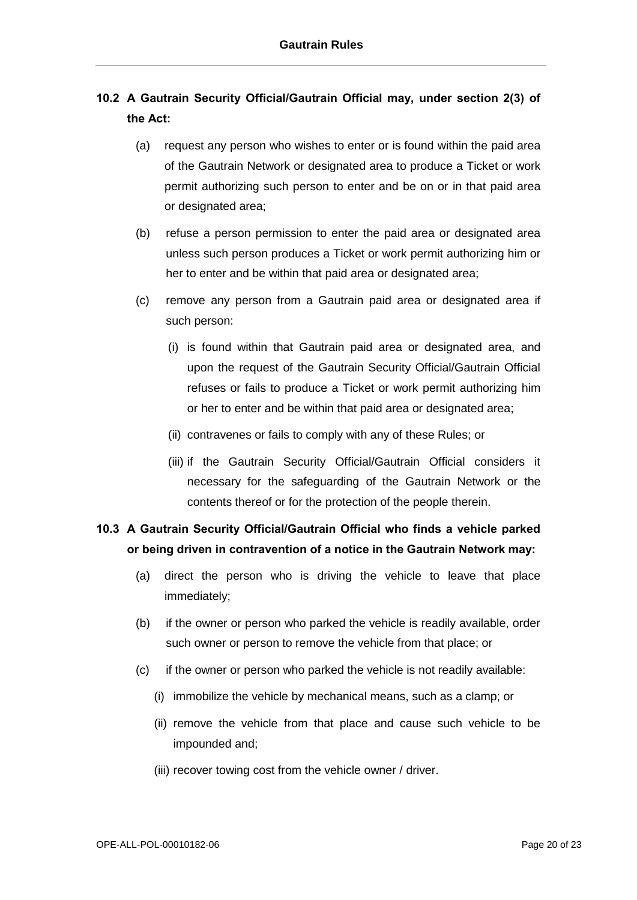**10.2 A Gautrain Security Official/Gautrain Official may, under section 2(3) of the Act:**

(a) request any person who wishes to enter or is found within the paid area of the Gautrain Network or designated area to produce a Ticket or work permit authorizing such person to enter and be on or in that paid area or designated area;

(b) refuse a person permission to enter the paid area or designated area unless such person produces a Ticket or work permit authorizing him or her to enter and be within that paid area or designated area;

(c) remove any person from a Gautrain paid area or designated area if such person:

(i) is found within that Gautrain paid area or designated area, and upon the request of the Gautrain Security Official/Gautrain Official refuses or fails to produce a Ticket or work permit authorizing him or her to enter and be within that paid area or designated area;

(ii) contravenes or fails to comply with any of these Rules; or

(iii) if the Gautrain Security Official/Gautrain Official considers it necessary for the safeguarding of the Gautrain Network or the contents thereof or for the protection of the people therein.

**10.3 A Gautrain Security Official/Gautrain Official who finds a vehicle parked or being driven in contravention of a notice in the Gautrain Network may:**

(a) direct the person who is driving the vehicle to leave that place immediately;

(b) if the owner or person who parked the vehicle is readily available, order such owner or person to remove the vehicle from that place; or

(c) if the owner or person who parked the vehicle is not readily available:

(i) immobilize the vehicle by mechanical means, such as a clamp; or

(ii) remove the vehicle from that place and cause such vehicle to be impounded and;

(iii) recover towing cost from the vehicle owner / driver.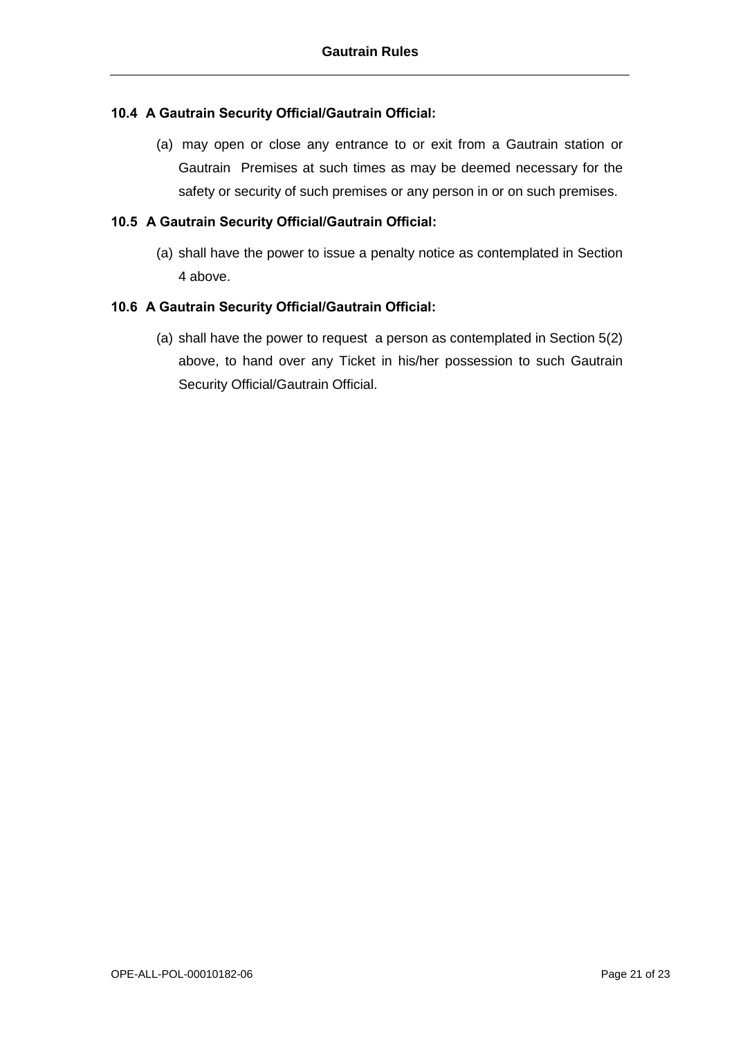**10.4 A Gautrain Security Official/Gautrain Official:**

(a) may open or close any entrance to or exit from a Gautrain station or Gautrain Premises at such times as may be deemed necessary for the safety or security of such premises or any person in or on such premises.

**10.5 A Gautrain Security Official/Gautrain Official:**

(a) shall have the power to issue a penalty notice as contemplated in Section 4 above.

**10.6 A Gautrain Security Official/Gautrain Official:**

(a) shall have the power to request a person as contemplated in Section 5(2) above, to hand over any Ticket in his/her possession to such Gautrain Security Official/Gautrain Official.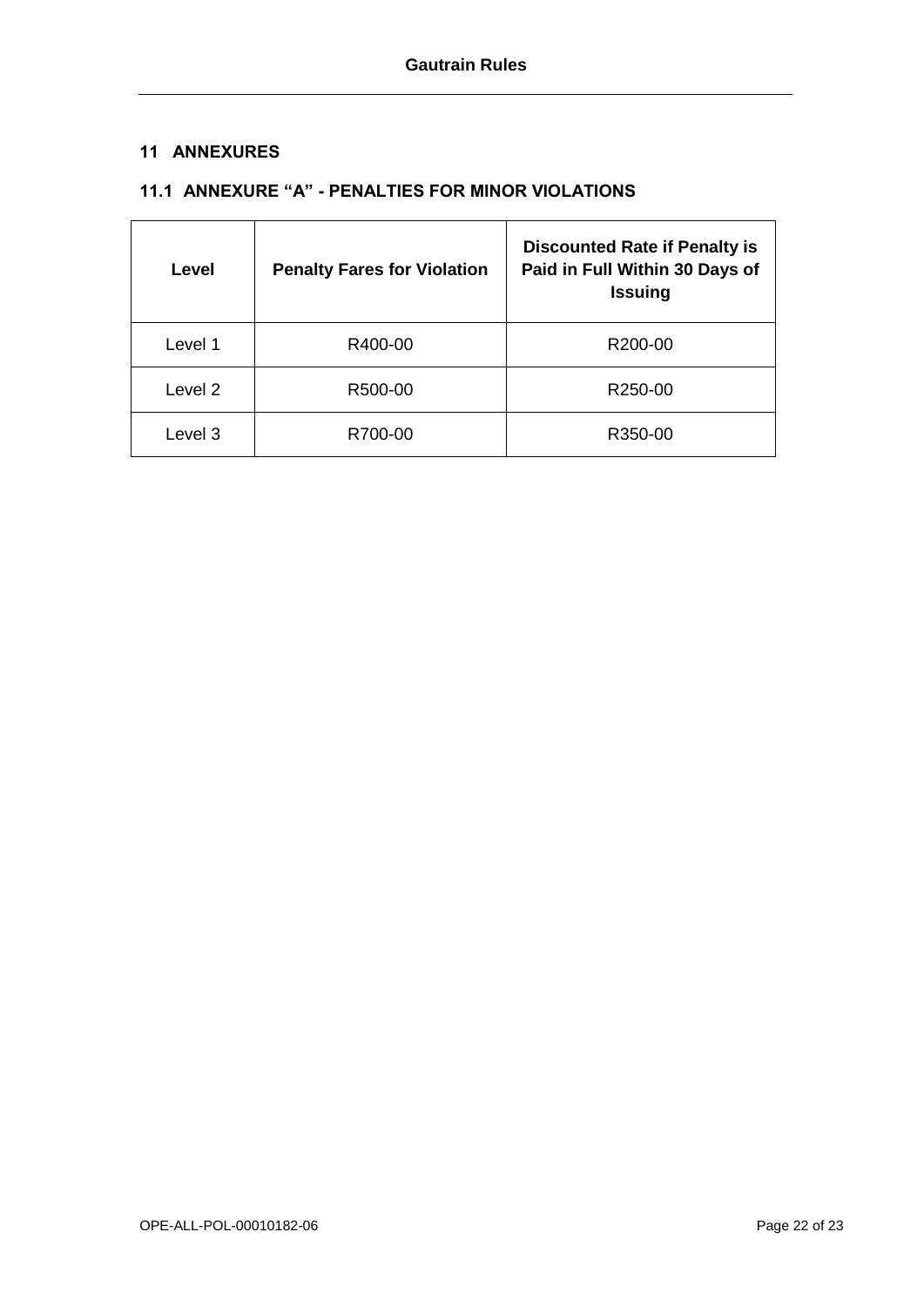## 11 ANNEXURES

### 11.1 ANNEXURE "A" - PENALTIES FOR MINOR VIOLATIONS

| Level | Penalty Fares for Violation | Discounted Rate if Penalty is Paid in Full Within 30 Days of Issuing |
|---|---|---|
| Level 1 | R400-00 | R200-00 |
| Level 2 | R500-00 | R250-00 |
| Level 3 | R700-00 | R350-00 |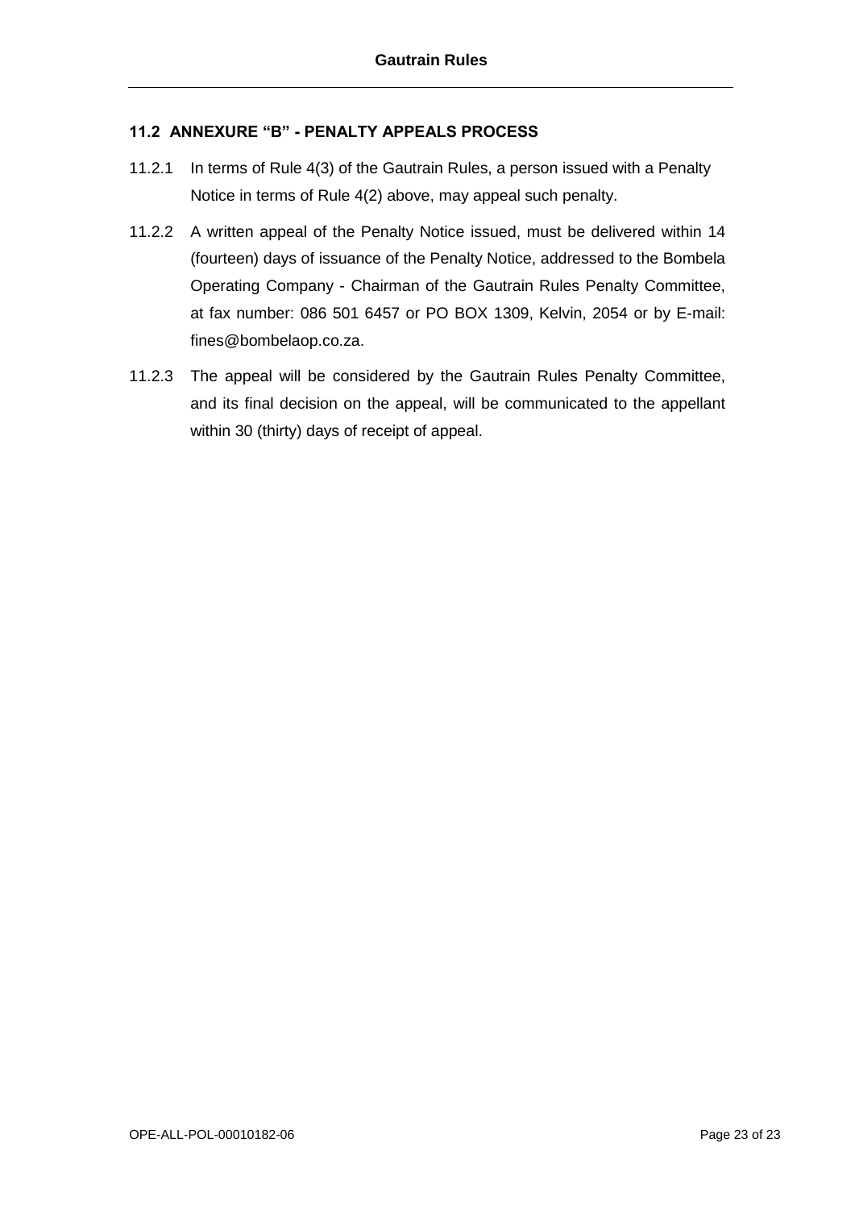## 11.2 ANNEXURE "B" - PENALTY APPEALS PROCESS

11.2.1 In terms of Rule 4(3) of the Gautrain Rules, a person issued with a Penalty Notice in terms of Rule 4(2) above, may appeal such penalty.

11.2.2 A written appeal of the Penalty Notice issued, must be delivered within 14 (fourteen) days of issuance of the Penalty Notice, addressed to the Bombela Operating Company - Chairman of the Gautrain Rules Penalty Committee, at fax number: 086 501 6457 or PO BOX 1309, Kelvin, 2054 or by E-mail: fines@bombelaop.co.za.

11.2.3 The appeal will be considered by the Gautrain Rules Penalty Committee, and its final decision on the appeal, will be communicated to the appellant within 30 (thirty) days of receipt of appeal.